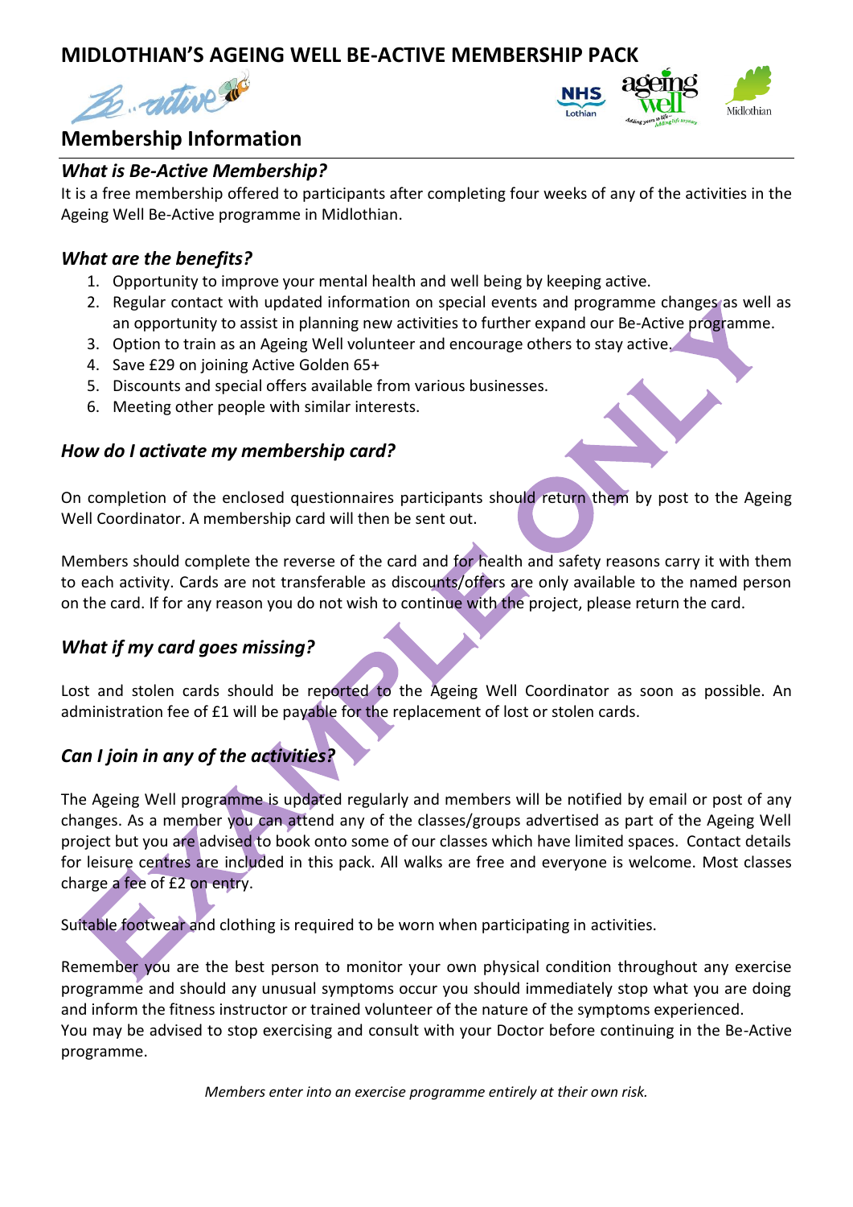# MIDLOTHIAN'S AGEING WELL BE-ACTIVE MEMBERSHIP PACK

## Membership Information

### *What is Be-Active Membership?*

It is a free membership offered to participants after completing four weeks of any of the activities in the Ageing Well Be-Active programme in Midlothian.

### *What are the benefits?*

1. Opportunity to improve your mental health and well being by keeping active.
2. Regular contact with updated information on special events and programme changes as well as an opportunity to assist in planning new activities to further expand our Be-Active programme.
3. Option to train as an Ageing Well volunteer and encourage others to stay active.
4. Save £29 on joining Active Golden 65+
5. Discounts and special offers available from various businesses.
6. Meeting other people with similar interests.

### *How do I activate my membership card?*

On completion of the enclosed questionnaires participants should return them by post to the Ageing Well Coordinator. A membership card will then be sent out.

Members should complete the reverse of the card and for health and safety reasons carry it with them to each activity. Cards are not transferable as discounts/offers are only available to the named person on the card. If for any reason you do not wish to continue with the project, please return the card.

### *What if my card goes missing?*

Lost and stolen cards should be reported to the Ageing Well Coordinator as soon as possible. An administration fee of £1 will be payable for the replacement of lost or stolen cards.

### *Can I join in any of the activities?*

The Ageing Well programme is updated regularly and members will be notified by email or post of any changes. As a member you can attend any of the classes/groups advertised as part of the Ageing Well project but you are advised to book onto some of our classes which have limited spaces. Contact details for leisure centres are included in this pack. All walks are free and everyone is welcome. Most classes charge a fee of £2 on entry.

Suitable footwear and clothing is required to be worn when participating in activities.

Remember you are the best person to monitor your own physical condition throughout any exercise programme and should any unusual symptoms occur you should immediately stop what you are doing and inform the fitness instructor or trained volunteer of the nature of the symptoms experienced.
You may be advised to stop exercising and consult with your Doctor before continuing in the Be-Active programme.

*Members enter into an exercise programme entirely at their own risk.*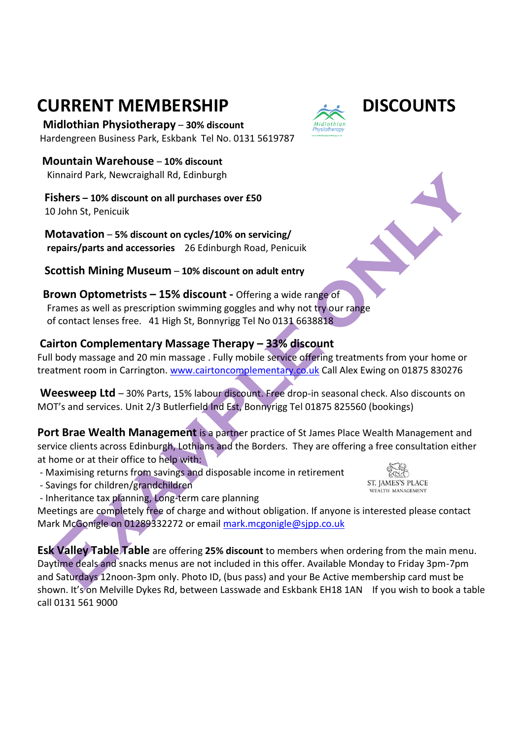# CURRENT MEMBERSHIP DISCOUNTS

**Midlothian Physiotherapy** – **30% discount**
Hardengreen Business Park, Eskbank Tel No. 0131 5619787

**Mountain Warehouse** – **10% discount**
Kinnaird Park, Newcraighall Rd, Edinburgh

**Fishers – 10% discount on all purchases over £50**
10 John St, Penicuik

**Motavation** – **5% discount on cycles/10% on servicing/ repairs/parts and accessories** 26 Edinburgh Road, Penicuik

**Scottish Mining Museum** – **10% discount on adult entry**

**Brown Optometrists – 15% discount -** Offering a wide range of Frames as well as prescription swimming goggles and why not try our range of contact lenses free. 41 High St, Bonnyrigg Tel No 0131 6638818

**Cairton Complementary Massage Therapy – 33% discount**
Full body massage and 20 min massage . Fully mobile service offering treatments from your home or treatment room in Carrington. www.cairtoncomplementary.co.uk Call Alex Ewing on 01875 830276

**Weesweep Ltd** – 30% Parts, 15% labour discount. Free drop-in seasonal check. Also discounts on MOT's and services. Unit 2/3 Butlerfield Ind Est, Bonnyrigg Tel 01875 825560 (bookings)

**Port Brae Wealth Management** is a partner practice of St James Place Wealth Management and service clients across Edinburgh, Lothians and the Borders. They are offering a free consultation either at home or at their office to help with:

- Maximising returns from savings and disposable income in retirement
- Savings for children/grandchildren
- Inheritance tax planning, Long-term care planning

Meetings are completely free of charge and without obligation. If anyone is interested please contact Mark McGonigle on 01289332272 or email mark.mcgonigle@sjpp.co.uk

**Esk Valley Table Table** are offering **25% discount** to members when ordering from the main menu. Daytime deals and snacks menus are not included in this offer. Available Monday to Friday 3pm-7pm and Saturdays 12noon-3pm only. Photo ID, (bus pass) and your Be Active membership card must be shown. It's on Melville Dykes Rd, between Lasswade and Eskbank EH18 1AN If you wish to book a table call 0131 561 9000